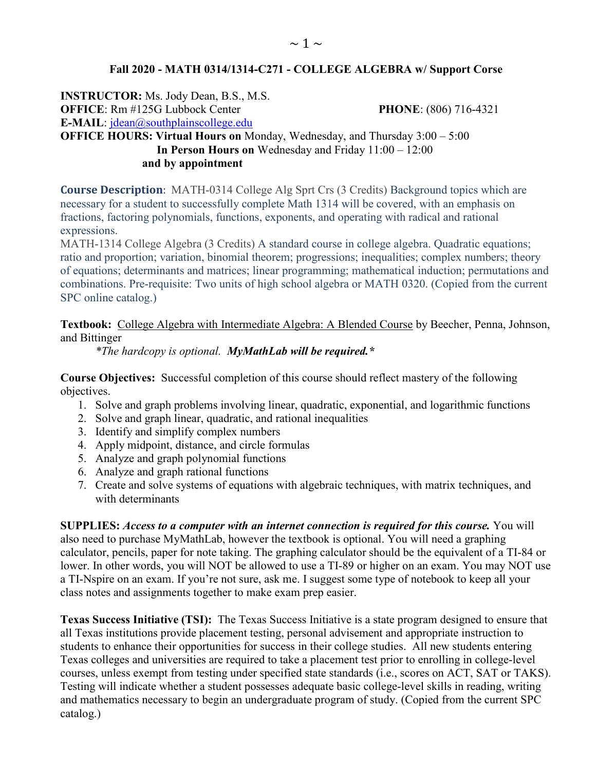**Fall 2020 - MATH 0314/1314-C271 - COLLEGE ALGEBRA w/ Support Corse**

**INSTRUCTOR:** Ms. Jody Dean, B.S., M.S.
**OFFICE**: Rm #125G Lubbock Center **PHONE**: (806) 716-4321
**E-MAIL**: jdean@southplainscollege.edu
**OFFICE HOURS: Virtual Hours on** Monday, Wednesday, and Thursday 3:00 – 5:00
**In Person Hours on** Wednesday and Friday 11:00 – 12:00
**and by appointment**

**Course Description**: MATH-0314 College Alg Sprt Crs (3 Credits) Background topics which are necessary for a student to successfully complete Math 1314 will be covered, with an emphasis on fractions, factoring polynomials, functions, exponents, and operating with radical and rational expressions.
MATH-1314 College Algebra (3 Credits) A standard course in college algebra. Quadratic equations; ratio and proportion; variation, binomial theorem; progressions; inequalities; complex numbers; theory of equations; determinants and matrices; linear programming; mathematical induction; permutations and combinations. Pre-requisite: Two units of high school algebra or MATH 0320. (Copied from the current SPC online catalog.)

**Textbook:** College Algebra with Intermediate Algebra: A Blended Course by Beecher, Penna, Johnson, and Bittinger
*\*The hardcopy is optional. **MyMathLab will be required.\****

**Course Objectives:** Successful completion of this course should reflect mastery of the following objectives.

1. Solve and graph problems involving linear, quadratic, exponential, and logarithmic functions
2. Solve and graph linear, quadratic, and rational inequalities
3. Identify and simplify complex numbers
4. Apply midpoint, distance, and circle formulas
5. Analyze and graph polynomial functions
6. Analyze and graph rational functions
7. Create and solve systems of equations with algebraic techniques, with matrix techniques, and with determinants

**SUPPLIES:** ***Access to a computer with an internet connection is required for this course.*** You will also need to purchase MyMathLab, however the textbook is optional. You will need a graphing calculator, pencils, paper for note taking. The graphing calculator should be the equivalent of a TI-84 or lower. In other words, you will NOT be allowed to use a TI-89 or higher on an exam. You may NOT use a TI-Nspire on an exam. If you're not sure, ask me. I suggest some type of notebook to keep all your class notes and assignments together to make exam prep easier.

**Texas Success Initiative (TSI):** The Texas Success Initiative is a state program designed to ensure that all Texas institutions provide placement testing, personal advisement and appropriate instruction to students to enhance their opportunities for success in their college studies. All new students entering Texas colleges and universities are required to take a placement test prior to enrolling in college-level courses, unless exempt from testing under specified state standards (i.e., scores on ACT, SAT or TAKS). Testing will indicate whether a student possesses adequate basic college-level skills in reading, writing and mathematics necessary to begin an undergraduate program of study. (Copied from the current SPC catalog.)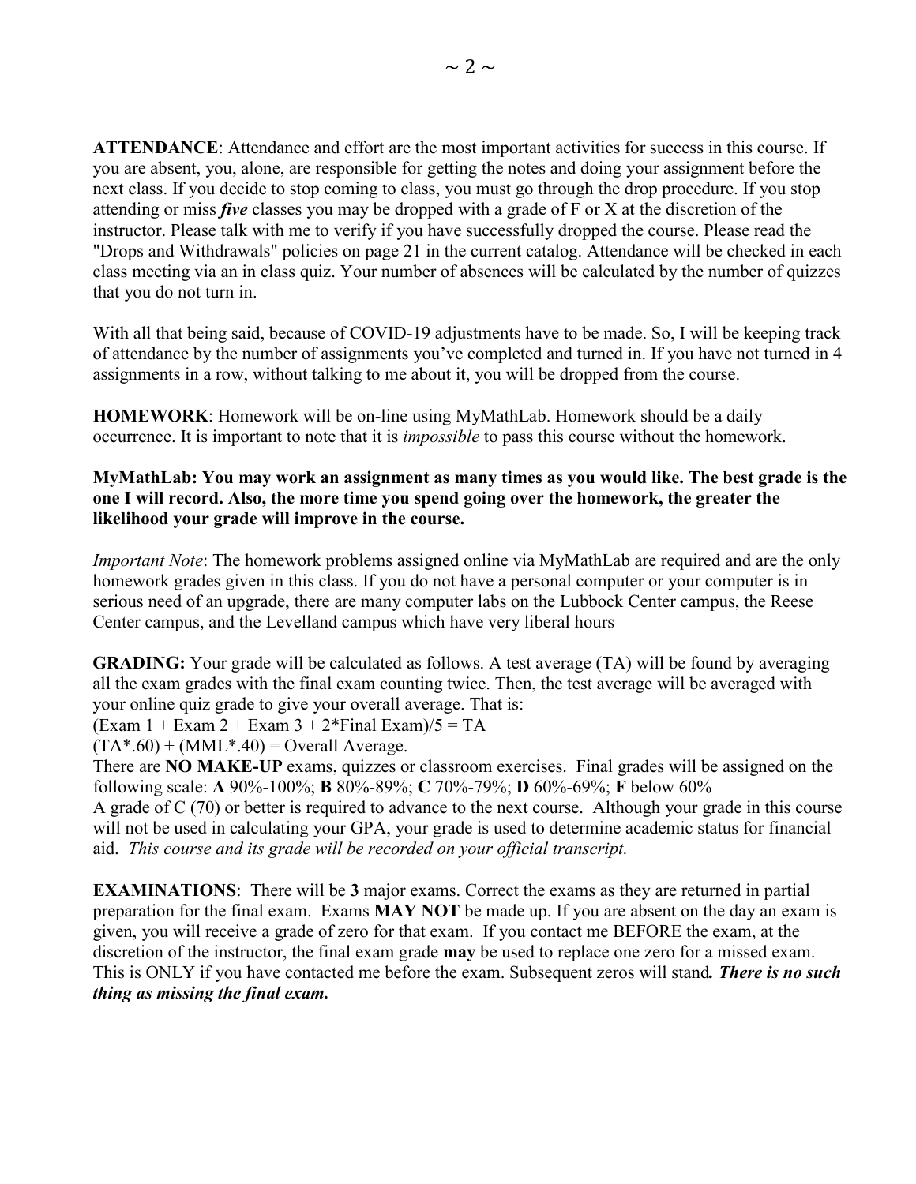**ATTENDANCE**: Attendance and effort are the most important activities for success in this course. If you are absent, you, alone, are responsible for getting the notes and doing your assignment before the next class. If you decide to stop coming to class, you must go through the drop procedure. If you stop attending or miss ***five*** classes you may be dropped with a grade of F or X at the discretion of the instructor. Please talk with me to verify if you have successfully dropped the course. Please read the "Drops and Withdrawals" policies on page 21 in the current catalog. Attendance will be checked in each class meeting via an in class quiz. Your number of absences will be calculated by the number of quizzes that you do not turn in.

With all that being said, because of COVID-19 adjustments have to be made. So, I will be keeping track of attendance by the number of assignments you've completed and turned in. If you have not turned in 4 assignments in a row, without talking to me about it, you will be dropped from the course.

**HOMEWORK**: Homework will be on-line using MyMathLab. Homework should be a daily occurrence. It is important to note that it is *impossible* to pass this course without the homework.

**MyMathLab: You may work an assignment as many times as you would like. The best grade is the one I will record. Also, the more time you spend going over the homework, the greater the likelihood your grade will improve in the course.**

*Important Note*: The homework problems assigned online via MyMathLab are required and are the only homework grades given in this class. If you do not have a personal computer or your computer is in serious need of an upgrade, there are many computer labs on the Lubbock Center campus, the Reese Center campus, and the Levelland campus which have very liberal hours

**GRADING:** Your grade will be calculated as follows. A test average (TA) will be found by averaging all the exam grades with the final exam counting twice. Then, the test average will be averaged with your online quiz grade to give your overall average. That is:

(Exam 1 + Exam 2 + Exam 3 + 2*Final Exam)/5 = TA

(TA*.60) + (MML*.40) = Overall Average.

There are **NO MAKE-UP** exams, quizzes or classroom exercises. Final grades will be assigned on the following scale: **A** 90%-100%; **B** 80%-89%; **C** 70%-79%; **D** 60%-69%; **F** below 60%

A grade of C (70) or better is required to advance to the next course. Although your grade in this course will not be used in calculating your GPA, your grade is used to determine academic status for financial aid. *This course and its grade will be recorded on your official transcript.*

**EXAMINATIONS**: There will be **3** major exams. Correct the exams as they are returned in partial preparation for the final exam. Exams **MAY NOT** be made up. If you are absent on the day an exam is given, you will receive a grade of zero for that exam. If you contact me BEFORE the exam, at the discretion of the instructor, the final exam grade **may** be used to replace one zero for a missed exam. This is ONLY if you have contacted me before the exam. Subsequent zeros will stand***. There is no such thing as missing the final exam.***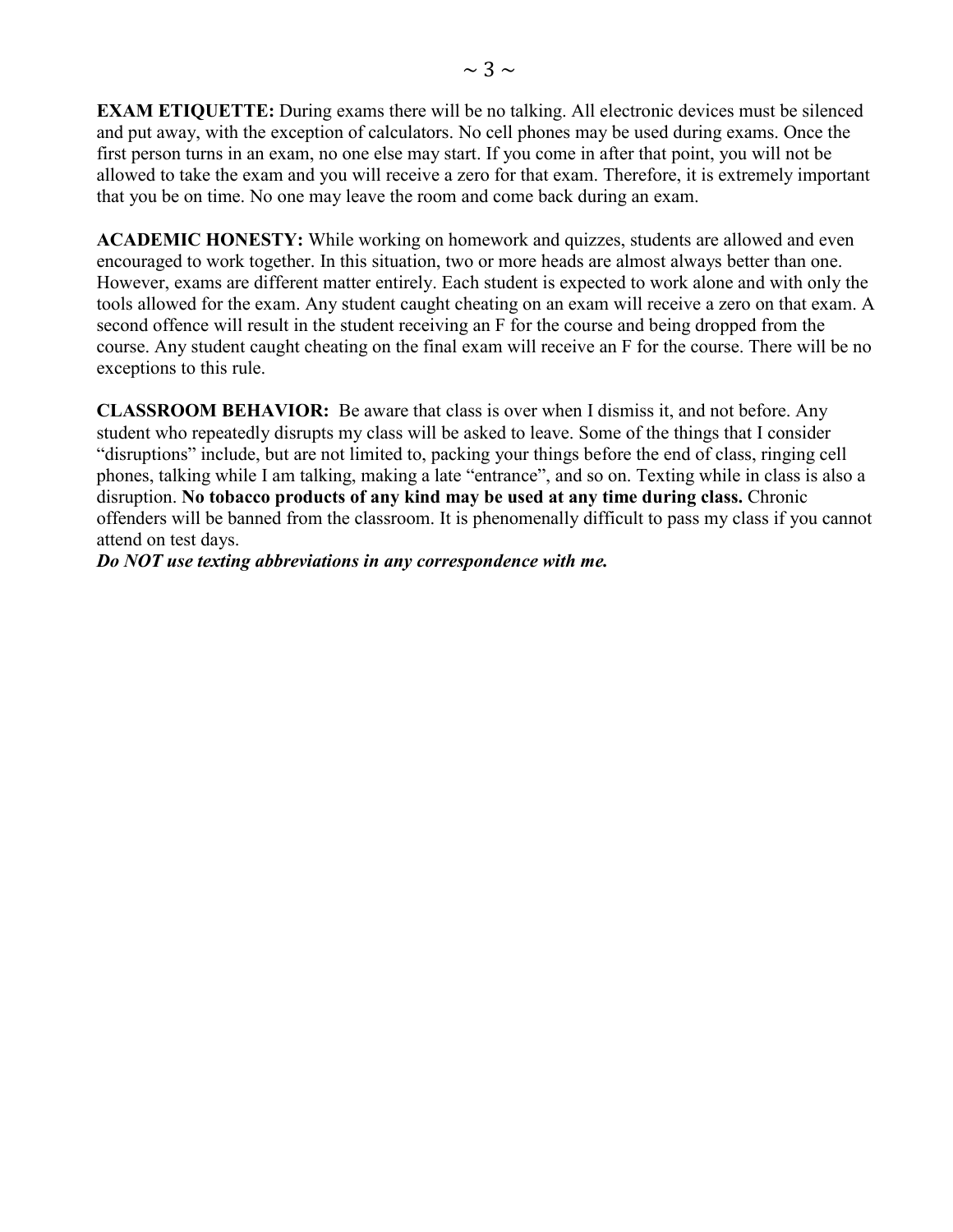**EXAM ETIQUETTE:** During exams there will be no talking. All electronic devices must be silenced and put away, with the exception of calculators. No cell phones may be used during exams. Once the first person turns in an exam, no one else may start. If you come in after that point, you will not be allowed to take the exam and you will receive a zero for that exam. Therefore, it is extremely important that you be on time. No one may leave the room and come back during an exam.

**ACADEMIC HONESTY:** While working on homework and quizzes, students are allowed and even encouraged to work together. In this situation, two or more heads are almost always better than one. However, exams are different matter entirely. Each student is expected to work alone and with only the tools allowed for the exam. Any student caught cheating on an exam will receive a zero on that exam. A second offence will result in the student receiving an F for the course and being dropped from the course. Any student caught cheating on the final exam will receive an F for the course. There will be no exceptions to this rule.

**CLASSROOM BEHAVIOR:** Be aware that class is over when I dismiss it, and not before. Any student who repeatedly disrupts my class will be asked to leave. Some of the things that I consider "disruptions" include, but are not limited to, packing your things before the end of class, ringing cell phones, talking while I am talking, making a late "entrance", and so on. Texting while in class is also a disruption. **No tobacco products of any kind may be used at any time during class.** Chronic offenders will be banned from the classroom. It is phenomenally difficult to pass my class if you cannot attend on test days.

***Do NOT use texting abbreviations in any correspondence with me.***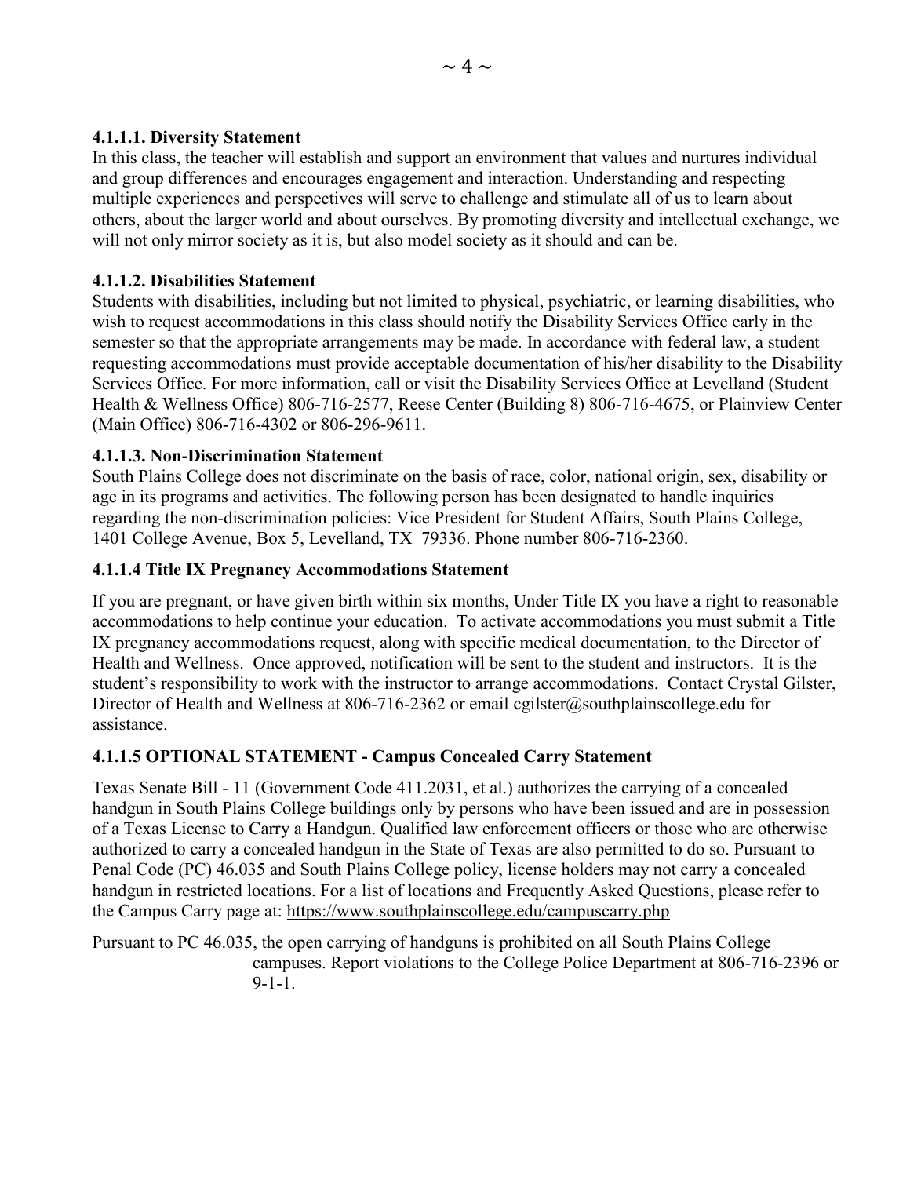#### 4.1.1.1. Diversity Statement

In this class, the teacher will establish and support an environment that values and nurtures individual and group differences and encourages engagement and interaction. Understanding and respecting multiple experiences and perspectives will serve to challenge and stimulate all of us to learn about others, about the larger world and about ourselves. By promoting diversity and intellectual exchange, we will not only mirror society as it is, but also model society as it should and can be.

#### 4.1.1.2. Disabilities Statement

Students with disabilities, including but not limited to physical, psychiatric, or learning disabilities, who wish to request accommodations in this class should notify the Disability Services Office early in the semester so that the appropriate arrangements may be made. In accordance with federal law, a student requesting accommodations must provide acceptable documentation of his/her disability to the Disability Services Office. For more information, call or visit the Disability Services Office at Levelland (Student Health & Wellness Office) 806-716-2577, Reese Center (Building 8) 806-716-4675, or Plainview Center (Main Office) 806-716-4302 or 806-296-9611.

#### 4.1.1.3. Non-Discrimination Statement

South Plains College does not discriminate on the basis of race, color, national origin, sex, disability or age in its programs and activities. The following person has been designated to handle inquiries regarding the non-discrimination policies: Vice President for Student Affairs, South Plains College, 1401 College Avenue, Box 5, Levelland, TX 79336. Phone number 806-716-2360.

#### 4.1.1.4 Title IX Pregnancy Accommodations Statement

If you are pregnant, or have given birth within six months, Under Title IX you have a right to reasonable accommodations to help continue your education. To activate accommodations you must submit a Title IX pregnancy accommodations request, along with specific medical documentation, to the Director of Health and Wellness. Once approved, notification will be sent to the student and instructors. It is the student's responsibility to work with the instructor to arrange accommodations. Contact Crystal Gilster, Director of Health and Wellness at 806-716-2362 or email cgilster@southplainscollege.edu for assistance.

#### 4.1.1.5 OPTIONAL STATEMENT - Campus Concealed Carry Statement

Texas Senate Bill - 11 (Government Code 411.2031, et al.) authorizes the carrying of a concealed handgun in South Plains College buildings only by persons who have been issued and are in possession of a Texas License to Carry a Handgun. Qualified law enforcement officers or those who are otherwise authorized to carry a concealed handgun in the State of Texas are also permitted to do so. Pursuant to Penal Code (PC) 46.035 and South Plains College policy, license holders may not carry a concealed handgun in restricted locations. For a list of locations and Frequently Asked Questions, please refer to the Campus Carry page at: https://www.southplainscollege.edu/campuscarry.php

Pursuant to PC 46.035, the open carrying of handguns is prohibited on all South Plains College campuses. Report violations to the College Police Department at 806-716-2396 or 9-1-1.